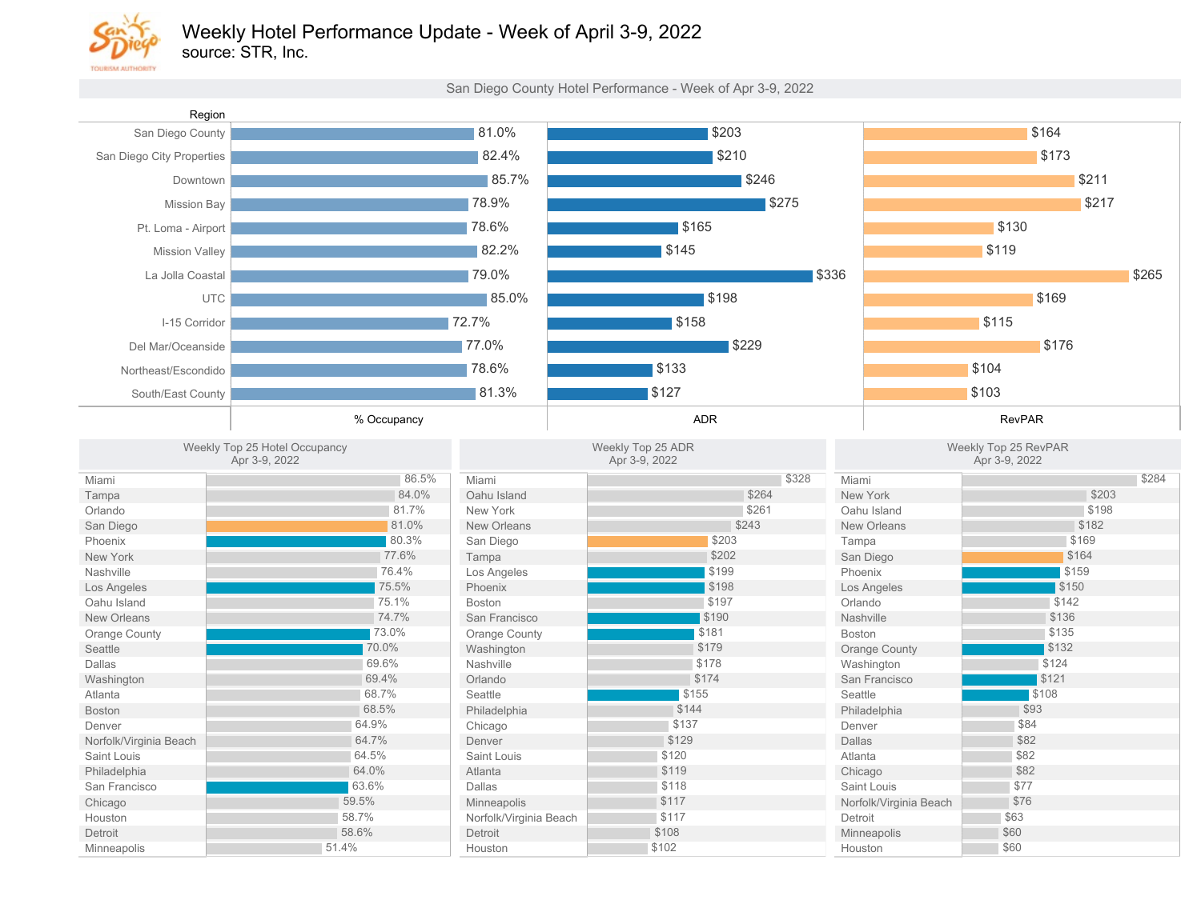# Weekly Hotel Performance Update - Week of April 3-9, 2022

source: STR, Inc.

## San Diego County Hotel Performance - Week of Apr 3-9, 2022

| Region | % Occupancy | ADR | RevPAR |
|---|---|---|---|
| San Diego County | 81.0% | $203 | $164 |
| San Diego City Properties | 82.4% | $210 | $173 |
| Downtown | 85.7% | $246 | $211 |
| Mission Bay | 78.9% | $275 | $217 |
| Pt. Loma - Airport | 78.6% | $165 | $130 |
| Mission Valley | 82.2% | $145 | $119 |
| La Jolla Coastal | 79.0% | $336 | $265 |
| UTC | 85.0% | $198 | $169 |
| I-15 Corridor | 72.7% | $158 | $115 |
| Del Mar/Oceanside | 77.0% | $229 | $176 |
| Northeast/Escondido | 78.6% | $133 | $104 |
| South/East County | 81.3% | $127 | $103 |

## Weekly Top 25 Hotel Occupancy
Apr 3-9, 2022

| Market | Occupancy |
|---|---|
| Miami | 86.5% |
| Tampa | 84.0% |
| Orlando | 81.7% |
| San Diego | 81.0% |
| Phoenix | 80.3% |
| New York | 77.6% |
| Nashville | 76.4% |
| Los Angeles | 75.5% |
| Oahu Island | 75.1% |
| New Orleans | 74.7% |
| Orange County | 73.0% |
| Seattle | 70.0% |
| Dallas | 69.6% |
| Washington | 69.4% |
| Atlanta | 68.7% |
| Boston | 68.5% |
| Denver | 64.9% |
| Norfolk/Virginia Beach | 64.7% |
| Saint Louis | 64.5% |
| Philadelphia | 64.0% |
| San Francisco | 63.6% |
| Chicago | 59.5% |
| Houston | 58.7% |
| Detroit | 58.6% |
| Minneapolis | 51.4% |

## Weekly Top 25 ADR
Apr 3-9, 2022

| Market | ADR |
|---|---|
| Miami | $328 |
| Oahu Island | $264 |
| New York | $261 |
| New Orleans | $243 |
| San Diego | $203 |
| Tampa | $202 |
| Los Angeles | $199 |
| Phoenix | $198 |
| Boston | $197 |
| San Francisco | $190 |
| Orange County | $181 |
| Washington | $179 |
| Nashville | $178 |
| Orlando | $174 |
| Seattle | $155 |
| Philadelphia | $144 |
| Chicago | $137 |
| Denver | $129 |
| Saint Louis | $120 |
| Atlanta | $119 |
| Dallas | $118 |
| Minneapolis | $117 |
| Norfolk/Virginia Beach | $117 |
| Detroit | $108 |
| Houston | $102 |

## Weekly Top 25 RevPAR
Apr 3-9, 2022

| Market | RevPAR |
|---|---|
| Miami | $284 |
| New York | $203 |
| Oahu Island | $198 |
| New Orleans | $182 |
| Tampa | $169 |
| San Diego | $164 |
| Phoenix | $159 |
| Los Angeles | $150 |
| Orlando | $142 |
| Nashville | $136 |
| Boston | $135 |
| Orange County | $132 |
| Washington | $124 |
| San Francisco | $121 |
| Seattle | $108 |
| Philadelphia | $93 |
| Denver | $84 |
| Dallas | $82 |
| Atlanta | $82 |
| Chicago | $82 |
| Saint Louis | $77 |
| Norfolk/Virginia Beach | $76 |
| Detroit | $63 |
| Minneapolis | $60 |
| Houston | $60 |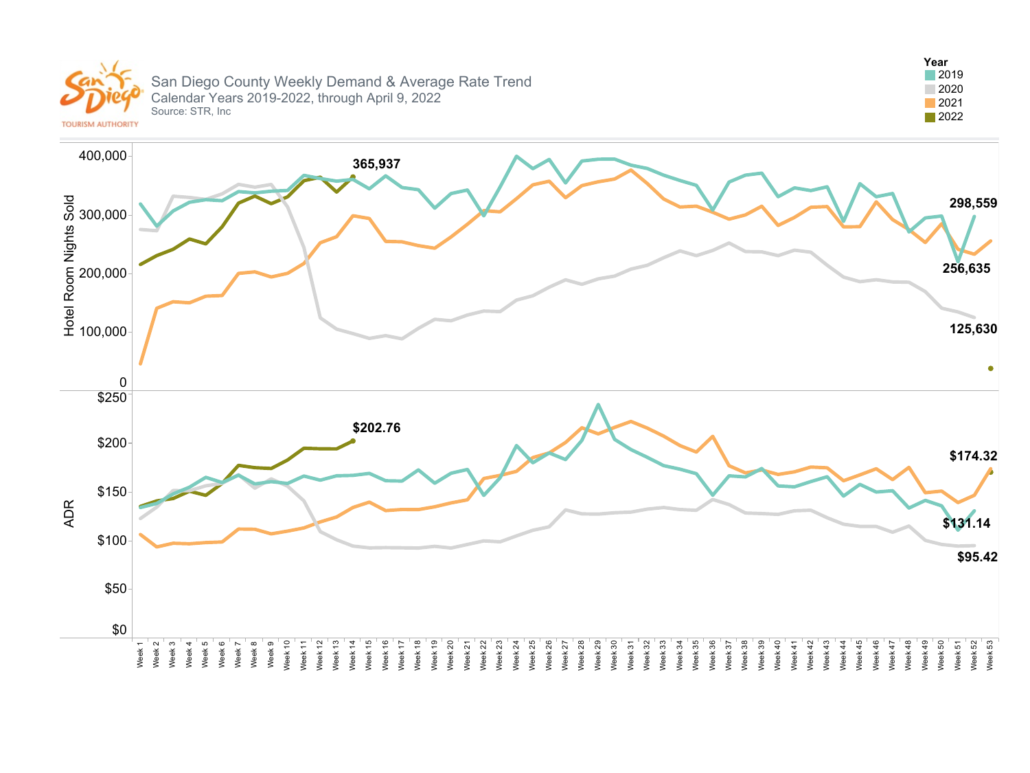# San Diego County Weekly Demand & Average Rate Trend

Calendar Years 2019-2022, through April 9, 2022

Source: STR, Inc

**Year**
- 2019
- 2020
- 2021
- 2022

Hotel Room Nights Sold

400,000 · 300,000 · 200,000 · 100,000 · 0

**365,937**

**298,559**

**256,635**

**125,630**

ADR

$250 · $200 · $150 · $100 · $50 · $0

**$202.76**

**$174.32**

**$131.14**

**$95.42**

Week 1 · Week 2 · Week 3 · Week 4 · Week 5 · Week 6 · Week 7 · Week 8 · Week 9 · Week 10 · Week 11 · Week 12 · Week 13 · Week 14 · Week 15 · Week 16 · Week 17 · Week 18 · Week 19 · Week 20 · Week 21 · Week 22 · Week 23 · Week 24 · Week 25 · Week 26 · Week 27 · Week 28 · Week 29 · Week 30 · Week 31 · Week 32 · Week 33 · Week 34 · Week 35 · Week 36 · Week 37 · Week 38 · Week 39 · Week 40 · Week 41 · Week 42 · Week 43 · Week 44 · Week 45 · Week 46 · Week 47 · Week 48 · Week 49 · Week 50 · Week 51 · Week 52 · Week 53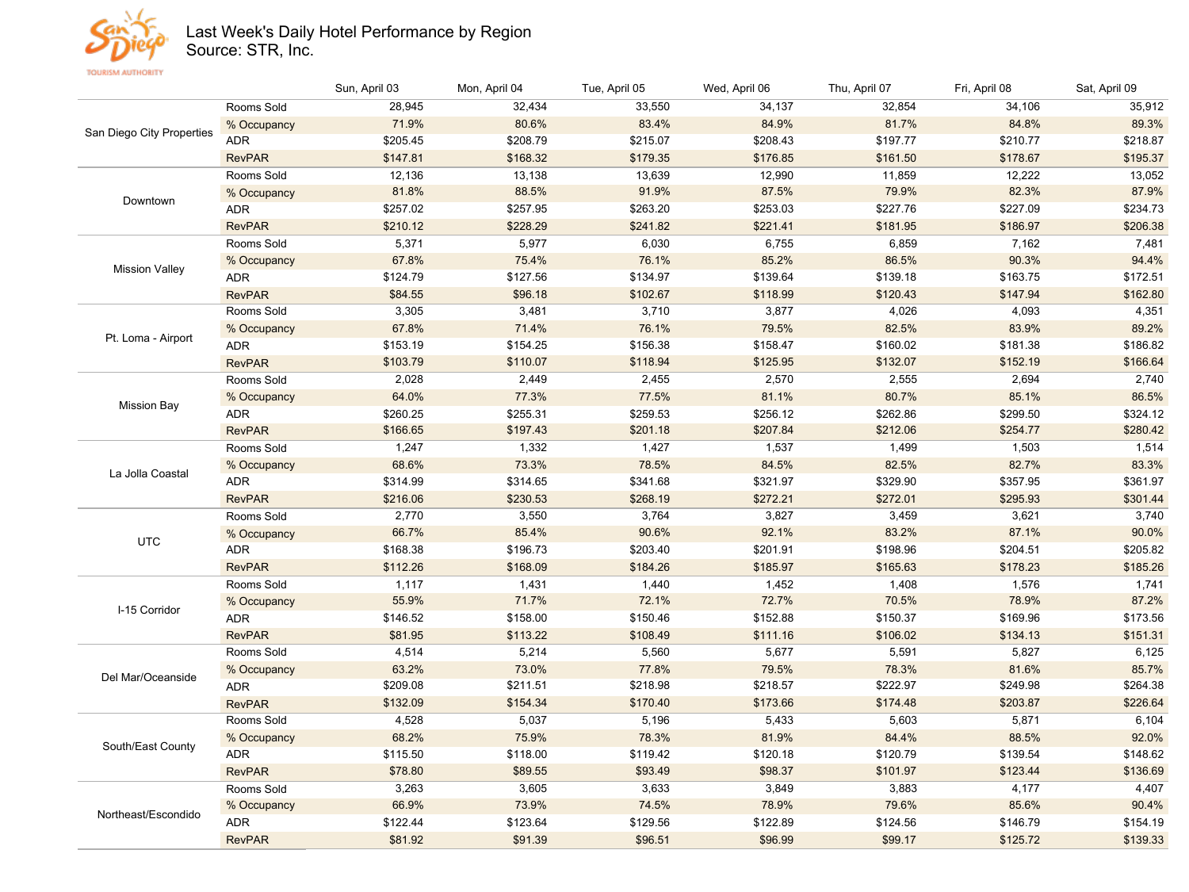# Last Week's Daily Hotel Performance by Region

Source: STR, Inc.

| Region | Metric | Sun, April 03 | Mon, April 04 | Tue, April 05 | Wed, April 06 | Thu, April 07 | Fri, April 08 | Sat, April 09 |
|---|---|---|---|---|---|---|---|---|
| San Diego City Properties | Rooms Sold | 28,945 | 32,434 | 33,550 | 34,137 | 32,854 | 34,106 | 35,912 |
| | % Occupancy | 71.9% | 80.6% | 83.4% | 84.9% | 81.7% | 84.8% | 89.3% |
| | ADR | $205.45 | $208.79 | $215.07 | $208.43 | $197.77 | $210.77 | $218.87 |
| | RevPAR | $147.81 | $168.32 | $179.35 | $176.85 | $161.50 | $178.67 | $195.37 |
| Downtown | Rooms Sold | 12,136 | 13,138 | 13,639 | 12,990 | 11,859 | 12,222 | 13,052 |
| | % Occupancy | 81.8% | 88.5% | 91.9% | 87.5% | 79.9% | 82.3% | 87.9% |
| | ADR | $257.02 | $257.95 | $263.20 | $253.03 | $227.76 | $227.09 | $234.73 |
| | RevPAR | $210.12 | $228.29 | $241.82 | $221.41 | $181.95 | $186.97 | $206.38 |
| Mission Valley | Rooms Sold | 5,371 | 5,977 | 6,030 | 6,755 | 6,859 | 7,162 | 7,481 |
| | % Occupancy | 67.8% | 75.4% | 76.1% | 85.2% | 86.5% | 90.3% | 94.4% |
| | ADR | $124.79 | $127.56 | $134.97 | $139.64 | $139.18 | $163.75 | $172.51 |
| | RevPAR | $84.55 | $96.18 | $102.67 | $118.99 | $120.43 | $147.94 | $162.80 |
| Pt. Loma - Airport | Rooms Sold | 3,305 | 3,481 | 3,710 | 3,877 | 4,026 | 4,093 | 4,351 |
| | % Occupancy | 67.8% | 71.4% | 76.1% | 79.5% | 82.5% | 83.9% | 89.2% |
| | ADR | $153.19 | $154.25 | $156.38 | $158.47 | $160.02 | $181.38 | $186.82 |
| | RevPAR | $103.79 | $110.07 | $118.94 | $125.95 | $132.07 | $152.19 | $166.64 |
| Mission Bay | Rooms Sold | 2,028 | 2,449 | 2,455 | 2,570 | 2,555 | 2,694 | 2,740 |
| | % Occupancy | 64.0% | 77.3% | 77.5% | 81.1% | 80.7% | 85.1% | 86.5% |
| | ADR | $260.25 | $255.31 | $259.53 | $256.12 | $262.86 | $299.50 | $324.12 |
| | RevPAR | $166.65 | $197.43 | $201.18 | $207.84 | $212.06 | $254.77 | $280.42 |
| La Jolla Coastal | Rooms Sold | 1,247 | 1,332 | 1,427 | 1,537 | 1,499 | 1,503 | 1,514 |
| | % Occupancy | 68.6% | 73.3% | 78.5% | 84.5% | 82.5% | 82.7% | 83.3% |
| | ADR | $314.99 | $314.65 | $341.68 | $321.97 | $329.90 | $357.95 | $361.97 |
| | RevPAR | $216.06 | $230.53 | $268.19 | $272.21 | $272.01 | $295.93 | $301.44 |
| UTC | Rooms Sold | 2,770 | 3,550 | 3,764 | 3,827 | 3,459 | 3,621 | 3,740 |
| | % Occupancy | 66.7% | 85.4% | 90.6% | 92.1% | 83.2% | 87.1% | 90.0% |
| | ADR | $168.38 | $196.73 | $203.40 | $201.91 | $198.96 | $204.51 | $205.82 |
| | RevPAR | $112.26 | $168.09 | $184.26 | $185.97 | $165.63 | $178.23 | $185.26 |
| I-15 Corridor | Rooms Sold | 1,117 | 1,431 | 1,440 | 1,452 | 1,408 | 1,576 | 1,741 |
| | % Occupancy | 55.9% | 71.7% | 72.1% | 72.7% | 70.5% | 78.9% | 87.2% |
| | ADR | $146.52 | $158.00 | $150.46 | $152.88 | $150.37 | $169.96 | $173.56 |
| | RevPAR | $81.95 | $113.22 | $108.49 | $111.16 | $106.02 | $134.13 | $151.31 |
| Del Mar/Oceanside | Rooms Sold | 4,514 | 5,214 | 5,560 | 5,677 | 5,591 | 5,827 | 6,125 |
| | % Occupancy | 63.2% | 73.0% | 77.8% | 79.5% | 78.3% | 81.6% | 85.7% |
| | ADR | $209.08 | $211.51 | $218.98 | $218.57 | $222.97 | $249.98 | $264.38 |
| | RevPAR | $132.09 | $154.34 | $170.40 | $173.66 | $174.48 | $203.87 | $226.64 |
| South/East County | Rooms Sold | 4,528 | 5,037 | 5,196 | 5,433 | 5,603 | 5,871 | 6,104 |
| | % Occupancy | 68.2% | 75.9% | 78.3% | 81.9% | 84.4% | 88.5% | 92.0% |
| | ADR | $115.50 | $118.00 | $119.42 | $120.18 | $120.79 | $139.54 | $148.62 |
| | RevPAR | $78.80 | $89.55 | $93.49 | $98.37 | $101.97 | $123.44 | $136.69 |
| Northeast/Escondido | Rooms Sold | 3,263 | 3,605 | 3,633 | 3,849 | 3,883 | 4,177 | 4,407 |
| | % Occupancy | 66.9% | 73.9% | 74.5% | 78.9% | 79.6% | 85.6% | 90.4% |
| | ADR | $122.44 | $123.64 | $129.56 | $122.89 | $124.56 | $146.79 | $154.19 |
| | RevPAR | $81.92 | $91.39 | $96.51 | $96.99 | $99.17 | $125.72 | $139.33 |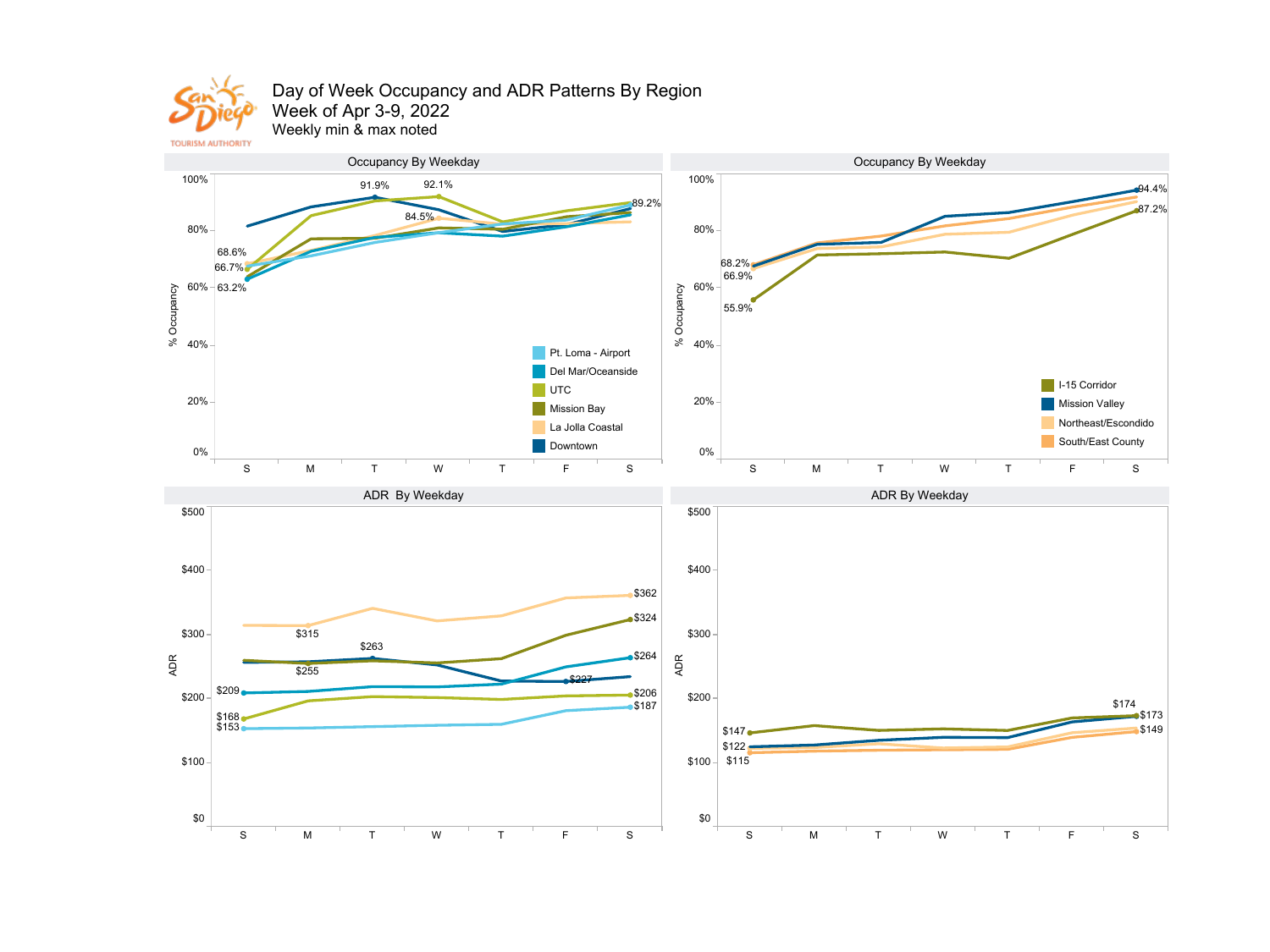# Day of Week Occupancy and ADR Patterns By Region

Week of Apr 3-9, 2022

Weekly min & max noted

## Occupancy By Weekday

% Occupancy

Legend: Pt. Loma - Airport, Del Mar/Oceanside, UTC, Mission Bay, La Jolla Coastal, Downtown

Noted values: 68.6%, 66.7%, 63.2%, 91.9%, 92.1%, 84.5%, 89.2%

Days: S, M, T, W, T, F, S

## Occupancy By Weekday

% Occupancy

Legend: I-15 Corridor, Mission Valley, Northeast/Escondido, South/East County

Noted values: 68.2%, 66.9%, 55.9%, 94.4%, 87.2%

Days: S, M, T, W, T, F, S

## ADR By Weekday

ADR

Noted values: $209, $168, $153, $315, $255, $263, $227, $362, $324, $264, $206, $187

Days: S, M, T, W, T, F, S

## ADR By Weekday

ADR

Noted values: $147, $122, $115, $174, $173, $149

Days: S, M, T, W, T, F, S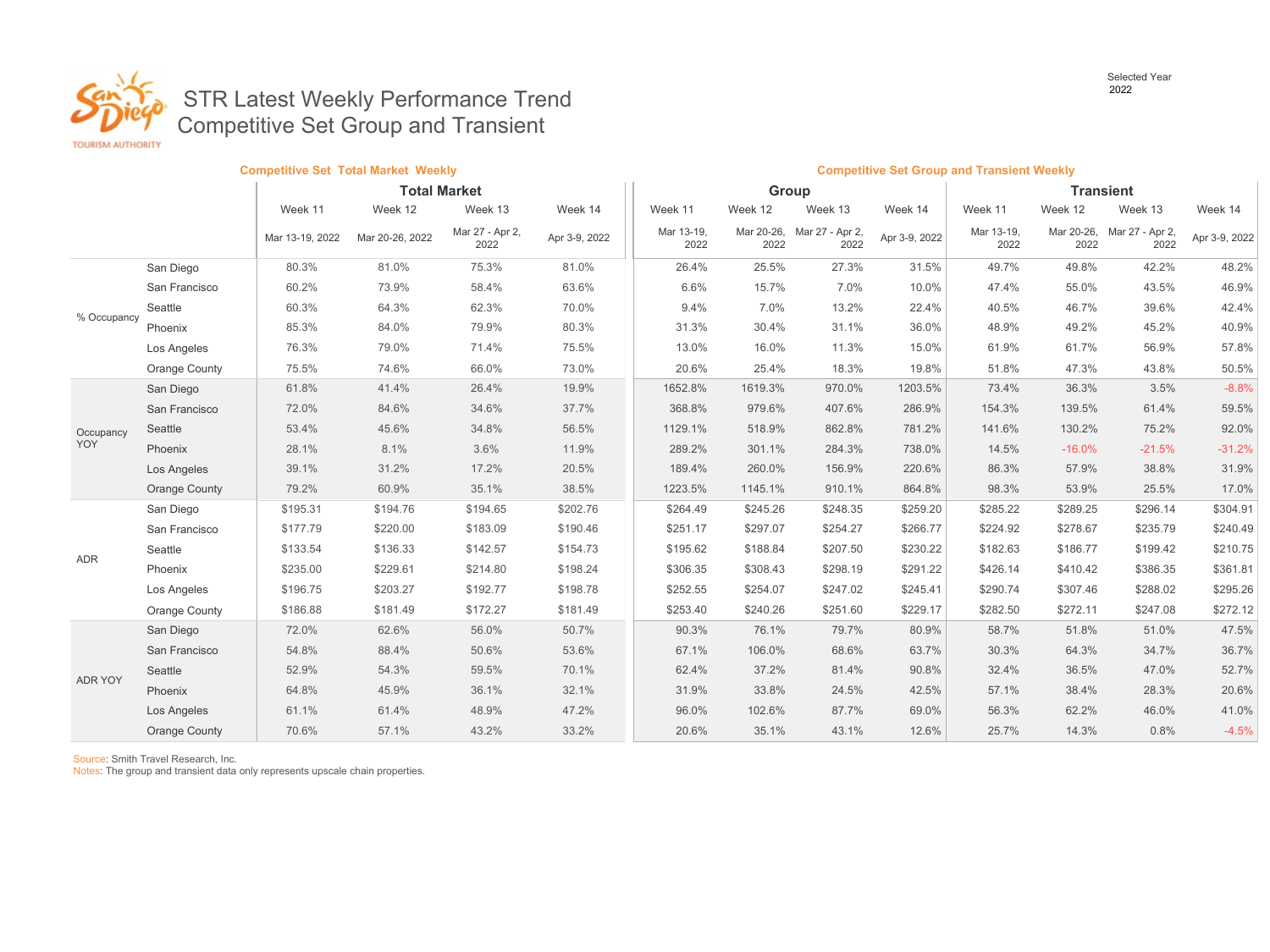# STR Latest Weekly Performance Trend
## Competitive Set Group and Transient

Selected Year
2022

**Competitive Set Total Market Weekly** | **Competitive Set Group and Transient Weekly**

| | | Total Market | | | | Group | | | | Transient | | | |
|---|---|---|---|---|---|---|---|---|---|---|---|---|---|
| | | Week 11 | Week 12 | Week 13 | Week 14 | Week 11 | Week 12 | Week 13 | Week 14 | Week 11 | Week 12 | Week 13 | Week 14 |
| | | Mar 13-19, 2022 | Mar 20-26, 2022 | Mar 27 - Apr 2, 2022 | Apr 3-9, 2022 | Mar 13-19, 2022 | Mar 20-26, 2022 | Mar 27 - Apr 2, 2022 | Apr 3-9, 2022 | Mar 13-19, 2022 | Mar 20-26, 2022 | Mar 27 - Apr 2, 2022 | Apr 3-9, 2022 |
| % Occupancy | San Diego | 80.3% | 81.0% | 75.3% | 81.0% | 26.4% | 25.5% | 27.3% | 31.5% | 49.7% | 49.8% | 42.2% | 48.2% |
| | San Francisco | 60.2% | 73.9% | 58.4% | 63.6% | 6.6% | 15.7% | 7.0% | 10.0% | 47.4% | 55.0% | 43.5% | 46.9% |
| | Seattle | 60.3% | 64.3% | 62.3% | 70.0% | 9.4% | 7.0% | 13.2% | 22.4% | 40.5% | 46.7% | 39.6% | 42.4% |
| | Phoenix | 85.3% | 84.0% | 79.9% | 80.3% | 31.3% | 30.4% | 31.1% | 36.0% | 48.9% | 49.2% | 45.2% | 40.9% |
| | Los Angeles | 76.3% | 79.0% | 71.4% | 75.5% | 13.0% | 16.0% | 11.3% | 15.0% | 61.9% | 61.7% | 56.9% | 57.8% |
| | Orange County | 75.5% | 74.6% | 66.0% | 73.0% | 20.6% | 25.4% | 18.3% | 19.8% | 51.8% | 47.3% | 43.8% | 50.5% |
| Occupancy YOY | San Diego | 61.8% | 41.4% | 26.4% | 19.9% | 1652.8% | 1619.3% | 970.0% | 1203.5% | 73.4% | 36.3% | 3.5% | -8.8% |
| | San Francisco | 72.0% | 84.6% | 34.6% | 37.7% | 368.8% | 979.6% | 407.6% | 286.9% | 154.3% | 139.5% | 61.4% | 59.5% |
| | Seattle | 53.4% | 45.6% | 34.8% | 56.5% | 1129.1% | 518.9% | 862.8% | 781.2% | 141.6% | 130.2% | 75.2% | 92.0% |
| | Phoenix | 28.1% | 8.1% | 3.6% | 11.9% | 289.2% | 301.1% | 284.3% | 738.0% | 14.5% | -16.0% | -21.5% | -31.2% |
| | Los Angeles | 39.1% | 31.2% | 17.2% | 20.5% | 189.4% | 260.0% | 156.9% | 220.6% | 86.3% | 57.9% | 38.8% | 31.9% |
| | Orange County | 79.2% | 60.9% | 35.1% | 38.5% | 1223.5% | 1145.1% | 910.1% | 864.8% | 98.3% | 53.9% | 25.5% | 17.0% |
| ADR | San Diego | $195.31 | $194.76 | $194.65 | $202.76 | $264.49 | $245.26 | $248.35 | $259.20 | $285.22 | $289.25 | $296.14 | $304.91 |
| | San Francisco | $177.79 | $220.00 | $183.09 | $190.46 | $251.17 | $297.07 | $254.27 | $266.77 | $224.92 | $278.67 | $235.79 | $240.49 |
| | Seattle | $133.54 | $136.33 | $142.57 | $154.73 | $195.62 | $188.84 | $207.50 | $230.22 | $182.63 | $186.77 | $199.42 | $210.75 |
| | Phoenix | $235.00 | $229.61 | $214.80 | $198.24 | $306.35 | $308.43 | $298.19 | $291.22 | $426.14 | $410.42 | $386.35 | $361.81 |
| | Los Angeles | $196.75 | $203.27 | $192.77 | $198.78 | $252.55 | $254.07 | $247.02 | $245.41 | $290.74 | $307.46 | $288.02 | $295.26 |
| | Orange County | $186.88 | $181.49 | $172.27 | $181.49 | $253.40 | $240.26 | $251.60 | $229.17 | $282.50 | $272.11 | $247.08 | $272.12 |
| ADR YOY | San Diego | 72.0% | 62.6% | 56.0% | 50.7% | 90.3% | 76.1% | 79.7% | 80.9% | 58.7% | 51.8% | 51.0% | 47.5% |
| | San Francisco | 54.8% | 88.4% | 50.6% | 53.6% | 67.1% | 106.0% | 68.6% | 63.7% | 30.3% | 64.3% | 34.7% | 36.7% |
| | Seattle | 52.9% | 54.3% | 59.5% | 70.1% | 62.4% | 37.2% | 81.4% | 90.8% | 32.4% | 36.5% | 47.0% | 52.7% |
| | Phoenix | 64.8% | 45.9% | 36.1% | 32.1% | 31.9% | 33.8% | 24.5% | 42.5% | 57.1% | 38.4% | 28.3% | 20.6% |
| | Los Angeles | 61.1% | 61.4% | 48.9% | 47.2% | 96.0% | 102.6% | 87.7% | 69.0% | 56.3% | 62.2% | 46.0% | 41.0% |
| | Orange County | 70.6% | 57.1% | 43.2% | 33.2% | 20.6% | 35.1% | 43.1% | 12.6% | 25.7% | 14.3% | 0.8% | -4.5% |

Source: Smith Travel Research, Inc.
Notes: The group and transient data only represents upscale chain properties.